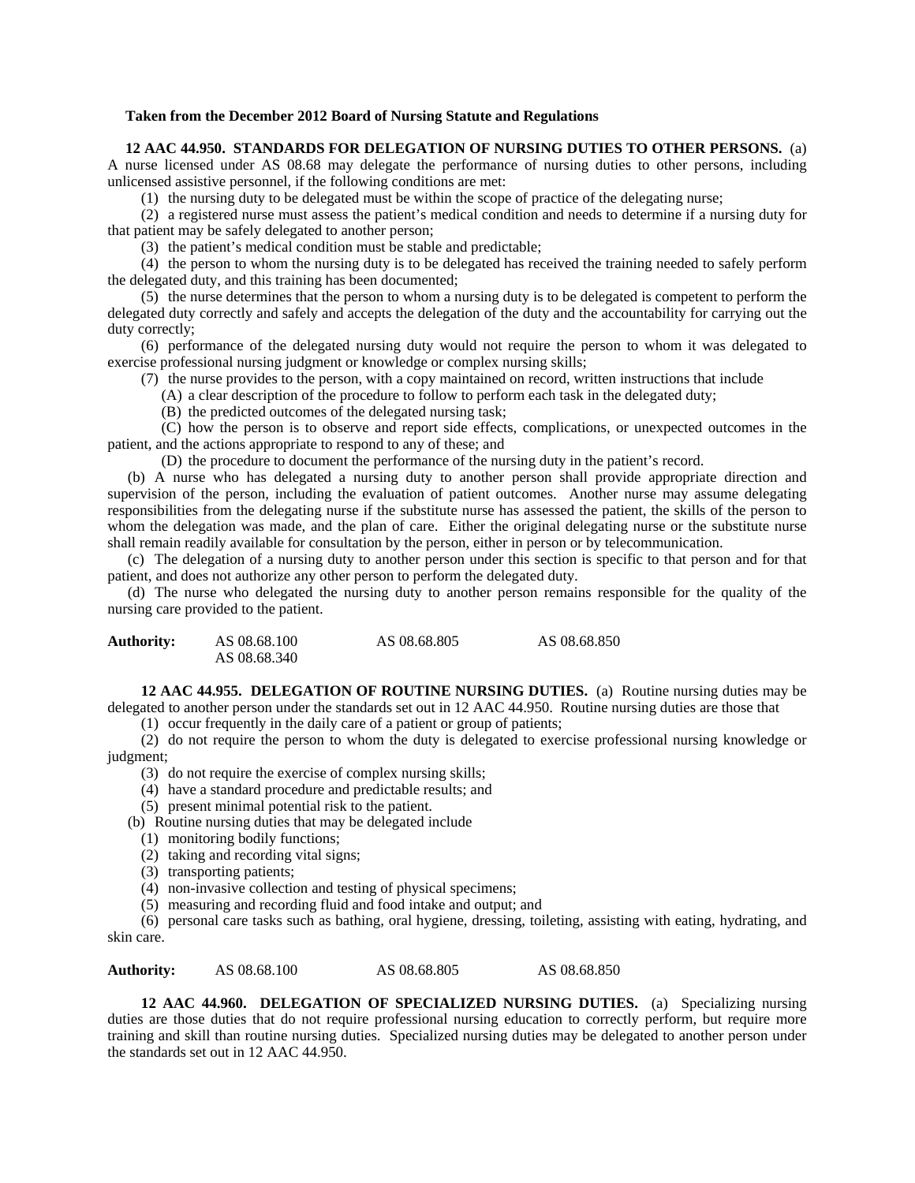**Taken from the December 2012 Board of Nursing Statute and Regulations**

**12 AAC 44.950. STANDARDS FOR DELEGATION OF NURSING DUTIES TO OTHER PERSONS.** (a) A nurse licensed under AS 08.68 may delegate the performance of nursing duties to other persons, including unlicensed assistive personnel, if the following conditions are met:

(1) the nursing duty to be delegated must be within the scope of practice of the delegating nurse;

(2) a registered nurse must assess the patient's medical condition and needs to determine if a nursing duty for that patient may be safely delegated to another person;

(3) the patient's medical condition must be stable and predictable;

(4) the person to whom the nursing duty is to be delegated has received the training needed to safely perform the delegated duty, and this training has been documented;

(5) the nurse determines that the person to whom a nursing duty is to be delegated is competent to perform the delegated duty correctly and safely and accepts the delegation of the duty and the accountability for carrying out the duty correctly;

(6) performance of the delegated nursing duty would not require the person to whom it was delegated to exercise professional nursing judgment or knowledge or complex nursing skills;

(7) the nurse provides to the person, with a copy maintained on record, written instructions that include

(A) a clear description of the procedure to follow to perform each task in the delegated duty;

(B) the predicted outcomes of the delegated nursing task;

(C) how the person is to observe and report side effects, complications, or unexpected outcomes in the patient, and the actions appropriate to respond to any of these; and

(D) the procedure to document the performance of the nursing duty in the patient's record.

(b) A nurse who has delegated a nursing duty to another person shall provide appropriate direction and supervision of the person, including the evaluation of patient outcomes. Another nurse may assume delegating responsibilities from the delegating nurse if the substitute nurse has assessed the patient, the skills of the person to whom the delegation was made, and the plan of care. Either the original delegating nurse or the substitute nurse shall remain readily available for consultation by the person, either in person or by telecommunication.

(c) The delegation of a nursing duty to another person under this section is specific to that person and for that patient, and does not authorize any other person to perform the delegated duty.

(d) The nurse who delegated the nursing duty to another person remains responsible for the quality of the nursing care provided to the patient.

**Authority:** AS 08.68.100 AS 08.68.805 AS 08.68.850
AS 08.68.340

**12 AAC 44.955. DELEGATION OF ROUTINE NURSING DUTIES.** (a) Routine nursing duties may be delegated to another person under the standards set out in 12 AAC 44.950. Routine nursing duties are those that

(1) occur frequently in the daily care of a patient or group of patients;

(2) do not require the person to whom the duty is delegated to exercise professional nursing knowledge or judgment;

(3) do not require the exercise of complex nursing skills;

(4) have a standard procedure and predictable results; and

(5) present minimal potential risk to the patient.

(b) Routine nursing duties that may be delegated include

(1) monitoring bodily functions;

(2) taking and recording vital signs;

(3) transporting patients;

(4) non-invasive collection and testing of physical specimens;

(5) measuring and recording fluid and food intake and output; and

(6) personal care tasks such as bathing, oral hygiene, dressing, toileting, assisting with eating, hydrating, and skin care.

**Authority:** AS 08.68.100 AS 08.68.805 AS 08.68.850

**12 AAC 44.960. DELEGATION OF SPECIALIZED NURSING DUTIES.** (a) Specializing nursing duties are those duties that do not require professional nursing education to correctly perform, but require more training and skill than routine nursing duties. Specialized nursing duties may be delegated to another person under the standards set out in 12 AAC 44.950.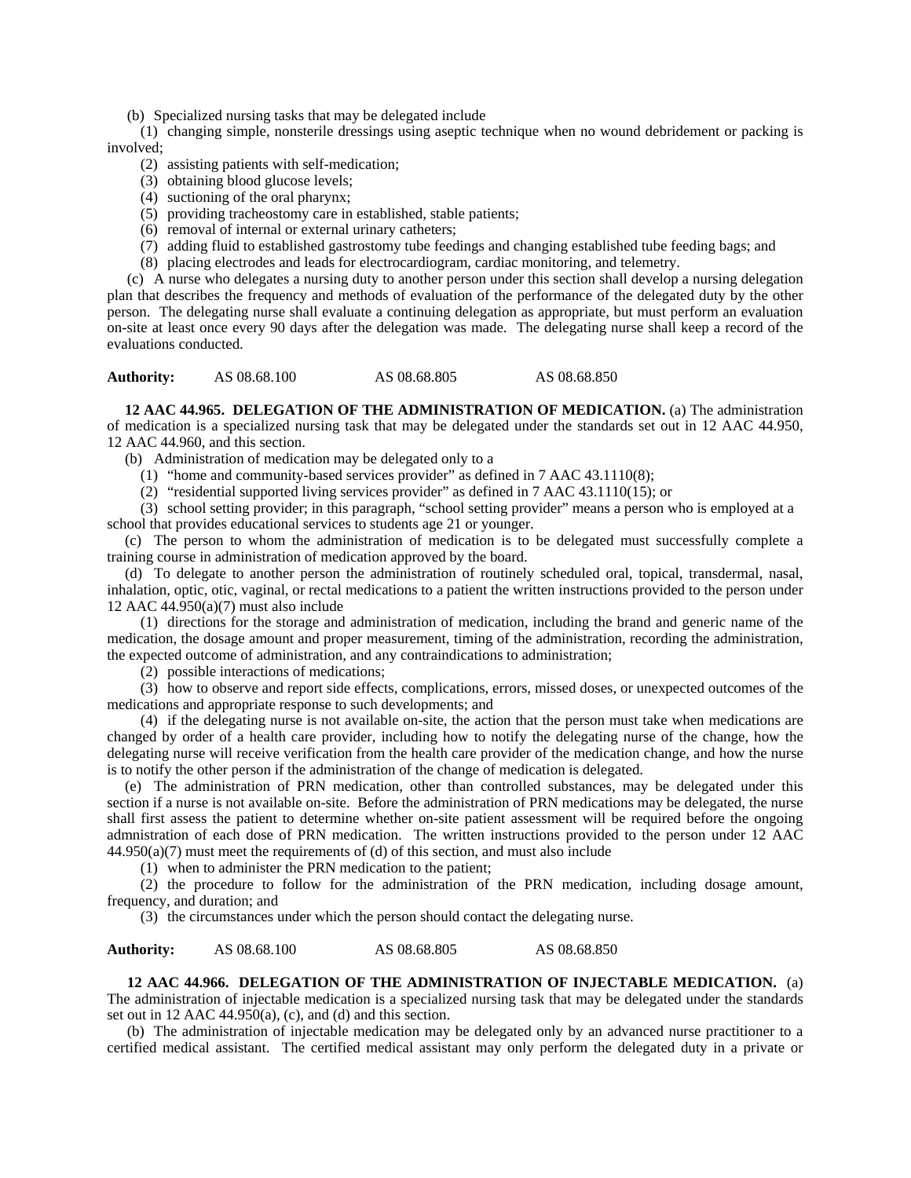(b) Specialized nursing tasks that may be delegated include

(1) changing simple, nonsterile dressings using aseptic technique when no wound debridement or packing is involved;

(2) assisting patients with self-medication;

(3) obtaining blood glucose levels;

(4) suctioning of the oral pharynx;

(5) providing tracheostomy care in established, stable patients;

(6) removal of internal or external urinary catheters;

(7) adding fluid to established gastrostomy tube feedings and changing established tube feeding bags; and

(8) placing electrodes and leads for electrocardiogram, cardiac monitoring, and telemetry.

(c) A nurse who delegates a nursing duty to another person under this section shall develop a nursing delegation plan that describes the frequency and methods of evaluation of the performance of the delegated duty by the other person. The delegating nurse shall evaluate a continuing delegation as appropriate, but must perform an evaluation on-site at least once every 90 days after the delegation was made. The delegating nurse shall keep a record of the evaluations conducted.

**Authority:** AS 08.68.100 AS 08.68.805 AS 08.68.850

**12 AAC 44.965. DELEGATION OF THE ADMINISTRATION OF MEDICATION.** (a) The administration of medication is a specialized nursing task that may be delegated under the standards set out in 12 AAC 44.950, 12 AAC 44.960, and this section.

(b) Administration of medication may be delegated only to a

(1) "home and community-based services provider" as defined in 7 AAC 43.1110(8);

(2) "residential supported living services provider" as defined in 7 AAC 43.1110(15); or

(3) school setting provider; in this paragraph, "school setting provider" means a person who is employed at a school that provides educational services to students age 21 or younger.

(c) The person to whom the administration of medication is to be delegated must successfully complete a training course in administration of medication approved by the board.

(d) To delegate to another person the administration of routinely scheduled oral, topical, transdermal, nasal, inhalation, optic, otic, vaginal, or rectal medications to a patient the written instructions provided to the person under 12 AAC 44.950(a)(7) must also include

(1) directions for the storage and administration of medication, including the brand and generic name of the medication, the dosage amount and proper measurement, timing of the administration, recording the administration, the expected outcome of administration, and any contraindications to administration;

(2) possible interactions of medications;

(3) how to observe and report side effects, complications, errors, missed doses, or unexpected outcomes of the medications and appropriate response to such developments; and

(4) if the delegating nurse is not available on-site, the action that the person must take when medications are changed by order of a health care provider, including how to notify the delegating nurse of the change, how the delegating nurse will receive verification from the health care provider of the medication change, and how the nurse is to notify the other person if the administration of the change of medication is delegated.

(e) The administration of PRN medication, other than controlled substances, may be delegated under this section if a nurse is not available on-site. Before the administration of PRN medications may be delegated, the nurse shall first assess the patient to determine whether on-site patient assessment will be required before the ongoing admnistration of each dose of PRN medication. The written instructions provided to the person under 12 AAC 44.950(a)(7) must meet the requirements of (d) of this section, and must also include

(1) when to administer the PRN medication to the patient;

(2) the procedure to follow for the administration of the PRN medication, including dosage amount, frequency, and duration; and

(3) the circumstances under which the person should contact the delegating nurse.

**Authority:** AS 08.68.100 AS 08.68.805 AS 08.68.850

**12 AAC 44.966. DELEGATION OF THE ADMINISTRATION OF INJECTABLE MEDICATION.** (a) The administration of injectable medication is a specialized nursing task that may be delegated under the standards set out in 12 AAC 44.950(a), (c), and (d) and this section.

(b) The administration of injectable medication may be delegated only by an advanced nurse practitioner to a certified medical assistant. The certified medical assistant may only perform the delegated duty in a private or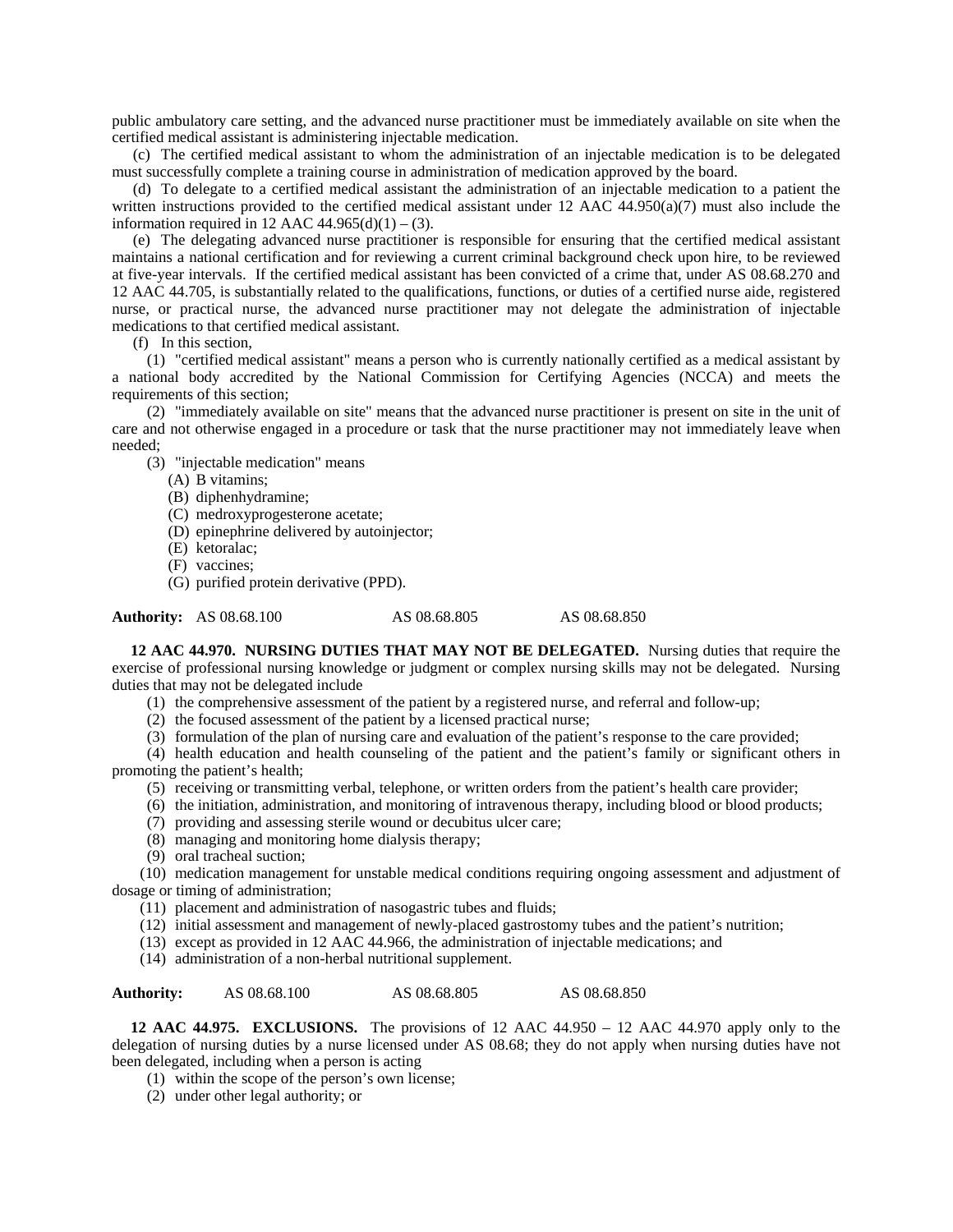public ambulatory care setting, and the advanced nurse practitioner must be immediately available on site when the certified medical assistant is administering injectable medication.

(c) The certified medical assistant to whom the administration of an injectable medication is to be delegated must successfully complete a training course in administration of medication approved by the board.

(d) To delegate to a certified medical assistant the administration of an injectable medication to a patient the written instructions provided to the certified medical assistant under 12 AAC 44.950(a)(7) must also include the information required in 12 AAC 44.965(d)(1) – (3).

(e) The delegating advanced nurse practitioner is responsible for ensuring that the certified medical assistant maintains a national certification and for reviewing a current criminal background check upon hire, to be reviewed at five-year intervals. If the certified medical assistant has been convicted of a crime that, under AS 08.68.270 and 12 AAC 44.705, is substantially related to the qualifications, functions, or duties of a certified nurse aide, registered nurse, or practical nurse, the advanced nurse practitioner may not delegate the administration of injectable medications to that certified medical assistant.

(f) In this section,

(1) "certified medical assistant" means a person who is currently nationally certified as a medical assistant by a national body accredited by the National Commission for Certifying Agencies (NCCA) and meets the requirements of this section;

(2) "immediately available on site" means that the advanced nurse practitioner is present on site in the unit of care and not otherwise engaged in a procedure or task that the nurse practitioner may not immediately leave when needed;

(3) "injectable medication" means

(A) B vitamins;

(B) diphenhydramine;

(C) medroxyprogesterone acetate;

(D) epinephrine delivered by autoinjector;

(E) ketoralac;

(F) vaccines;

(G) purified protein derivative (PPD).

**Authority:** AS 08.68.100 AS 08.68.805 AS 08.68.850

**12 AAC 44.970. NURSING DUTIES THAT MAY NOT BE DELEGATED.** Nursing duties that require the exercise of professional nursing knowledge or judgment or complex nursing skills may not be delegated. Nursing duties that may not be delegated include

(1) the comprehensive assessment of the patient by a registered nurse, and referral and follow-up;

(2) the focused assessment of the patient by a licensed practical nurse;

(3) formulation of the plan of nursing care and evaluation of the patient's response to the care provided;

(4) health education and health counseling of the patient and the patient's family or significant others in promoting the patient's health;

(5) receiving or transmitting verbal, telephone, or written orders from the patient's health care provider;

(6) the initiation, administration, and monitoring of intravenous therapy, including blood or blood products;

(7) providing and assessing sterile wound or decubitus ulcer care;

(8) managing and monitoring home dialysis therapy;

(9) oral tracheal suction;

(10) medication management for unstable medical conditions requiring ongoing assessment and adjustment of dosage or timing of administration;

(11) placement and administration of nasogastric tubes and fluids;

(12) initial assessment and management of newly-placed gastrostomy tubes and the patient's nutrition;

(13) except as provided in 12 AAC 44.966, the administration of injectable medications; and

(14) administration of a non-herbal nutritional supplement.

**Authority:** AS 08.68.100 AS 08.68.805 AS 08.68.850

**12 AAC 44.975. EXCLUSIONS.** The provisions of 12 AAC 44.950 – 12 AAC 44.970 apply only to the delegation of nursing duties by a nurse licensed under AS 08.68; they do not apply when nursing duties have not been delegated, including when a person is acting

(1) within the scope of the person's own license;

(2) under other legal authority; or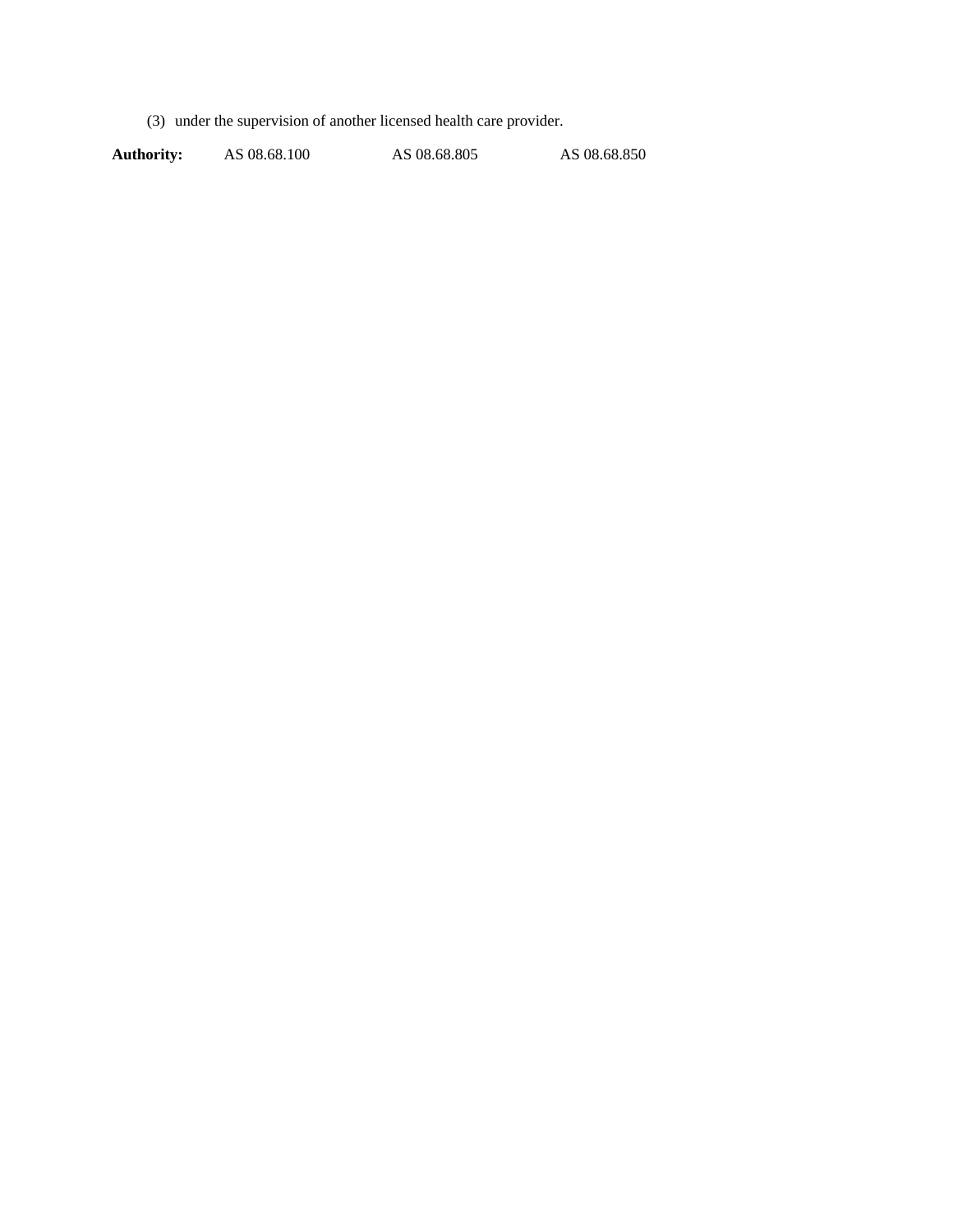(3) under the supervision of another licensed health care provider.

**Authority:** AS 08.68.100 AS 08.68.805 AS 08.68.850